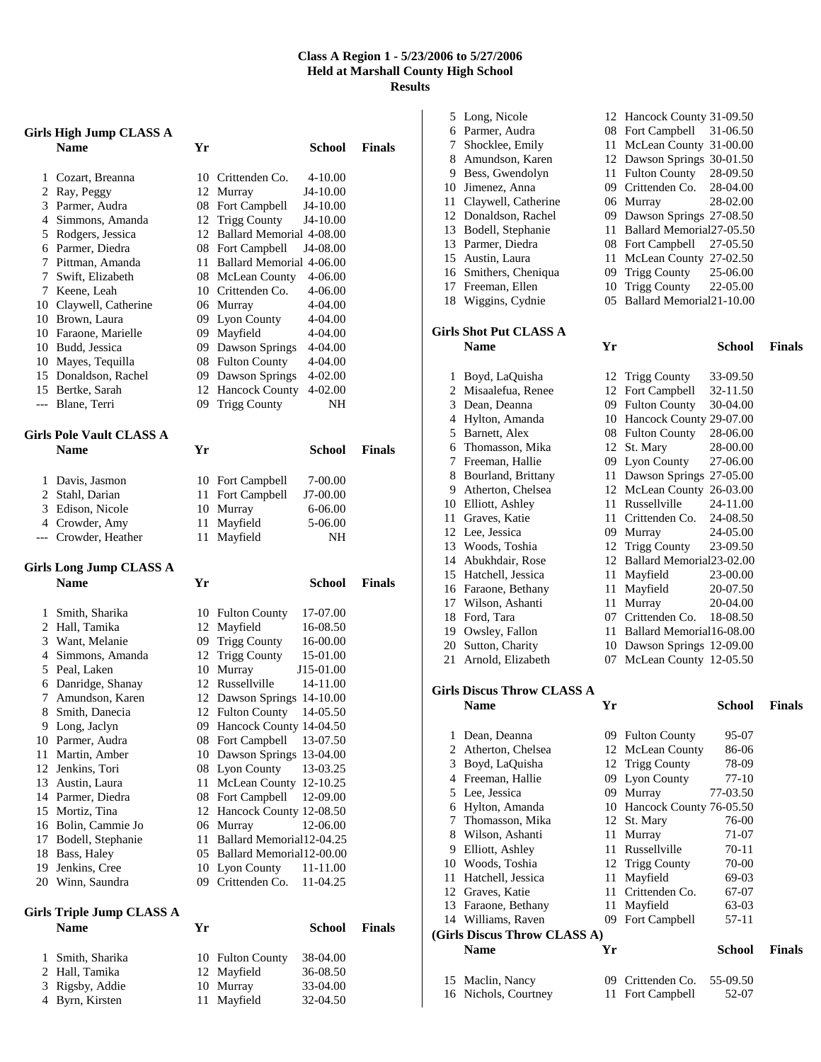# Class A Region 1 - 5/23/2006 to 5/27/2006
## Held at Marshall County High School
## Results

### Girls High Jump CLASS A

| | Name | Yr | School | Finals |
|---|---|---|---|---|
| 1 | Cozart, Breanna | 10 | Crittenden Co. | 4-10.00 |
| 2 | Ray, Peggy | 12 | Murray | J4-10.00 |
| 3 | Parmer, Audra | 08 | Fort Campbell | J4-10.00 |
| 4 | Simmons, Amanda | 12 | Trigg County | J4-10.00 |
| 5 | Rodgers, Jessica | 12 | Ballard Memorial | 4-08.00 |
| 6 | Parmer, Diedra | 08 | Fort Campbell | J4-08.00 |
| 7 | Pittman, Amanda | 11 | Ballard Memorial | 4-06.00 |
| 7 | Swift, Elizabeth | 08 | McLean County | 4-06.00 |
| 7 | Keene, Leah | 10 | Crittenden Co. | 4-06.00 |
| 10 | Claywell, Catherine | 06 | Murray | 4-04.00 |
| 10 | Brown, Laura | 09 | Lyon County | 4-04.00 |
| 10 | Faraone, Marielle | 09 | Mayfield | 4-04.00 |
| 10 | Budd, Jessica | 09 | Dawson Springs | 4-04.00 |
| 10 | Mayes, Tequilla | 08 | Fulton County | 4-04.00 |
| 15 | Donaldson, Rachel | 09 | Dawson Springs | 4-02.00 |
| 15 | Bertke, Sarah | 12 | Hancock County | 4-02.00 |
| --- | Blane, Terri | 09 | Trigg County | NH |

### Girls Pole Vault CLASS A

| | Name | Yr | School | Finals |
|---|---|---|---|---|
| 1 | Davis, Jasmon | 10 | Fort Campbell | 7-00.00 |
| 2 | Stahl, Darian | 11 | Fort Campbell | J7-00.00 |
| 3 | Edison, Nicole | 10 | Murray | 6-06.00 |
| 4 | Crowder, Amy | 11 | Mayfield | 5-06.00 |
| --- | Crowder, Heather | 11 | Mayfield | NH |

### Girls Long Jump CLASS A

| | Name | Yr | School | Finals |
|---|---|---|---|---|
| 1 | Smith, Sharika | 10 | Fulton County | 17-07.00 |
| 2 | Hall, Tamika | 12 | Mayfield | 16-08.50 |
| 3 | Want, Melanie | 09 | Trigg County | 16-00.00 |
| 4 | Simmons, Amanda | 12 | Trigg County | 15-01.00 |
| 5 | Peal, Laken | 10 | Murray | J15-01.00 |
| 6 | Danridge, Shanay | 12 | Russellville | 14-11.00 |
| 7 | Amundson, Karen | 12 | Dawson Springs | 14-10.00 |
| 8 | Smith, Danecia | 12 | Fulton County | 14-05.50 |
| 9 | Long, Jaclyn | 09 | Hancock County | 14-04.50 |
| 10 | Parmer, Audra | 08 | Fort Campbell | 13-07.50 |
| 11 | Martin, Amber | 10 | Dawson Springs | 13-04.00 |
| 12 | Jenkins, Tori | 08 | Lyon County | 13-03.25 |
| 13 | Austin, Laura | 11 | McLean County | 12-10.25 |
| 14 | Parmer, Diedra | 08 | Fort Campbell | 12-09.00 |
| 15 | Mortiz, Tina | 12 | Hancock County | 12-08.50 |
| 16 | Bolin, Cammie Jo | 06 | Murray | 12-06.00 |
| 17 | Bodell, Stephanie | 11 | Ballard Memorial | 12-04.25 |
| 18 | Bass, Haley | 05 | Ballard Memorial | 12-00.00 |
| 19 | Jenkins, Cree | 10 | Lyon County | 11-11.00 |
| 20 | Winn, Saundra | 09 | Crittenden Co. | 11-04.25 |

### Girls Triple Jump CLASS A

| | Name | Yr | School | Finals |
|---|---|---|---|---|
| 1 | Smith, Sharika | 10 | Fulton County | 38-04.00 |
| 2 | Hall, Tamika | 12 | Mayfield | 36-08.50 |
| 3 | Rigsby, Addie | 10 | Murray | 33-04.00 |
| 4 | Byrn, Kirsten | 11 | Mayfield | 32-04.50 |
| 5 | Long, Nicole | 12 | Hancock County | 31-09.50 |
| 6 | Parmer, Audra | 08 | Fort Campbell | 31-06.50 |
| 7 | Shocklee, Emily | 11 | McLean County | 31-00.00 |
| 8 | Amundson, Karen | 12 | Dawson Springs | 30-01.50 |
| 9 | Bess, Gwendolyn | 11 | Fulton County | 28-09.50 |
| 10 | Jimenez, Anna | 09 | Crittenden Co. | 28-04.00 |
| 11 | Claywell, Catherine | 06 | Murray | 28-02.00 |
| 12 | Donaldson, Rachel | 09 | Dawson Springs | 27-08.50 |
| 13 | Bodell, Stephanie | 11 | Ballard Memorial | 27-05.50 |
| 13 | Parmer, Diedra | 08 | Fort Campbell | 27-05.50 |
| 15 | Austin, Laura | 11 | McLean County | 27-02.50 |
| 16 | Smithers, Cheniqua | 09 | Trigg County | 25-06.00 |
| 17 | Freeman, Ellen | 10 | Trigg County | 22-05.00 |
| 18 | Wiggins, Cydnie | 05 | Ballard Memorial | 21-10.00 |

### Girls Shot Put CLASS A

| | Name | Yr | School | Finals |
|---|---|---|---|---|
| 1 | Boyd, LaQuisha | 12 | Trigg County | 33-09.50 |
| 2 | Misaalefua, Renee | 12 | Fort Campbell | 32-11.50 |
| 3 | Dean, Deanna | 09 | Fulton County | 30-04.00 |
| 4 | Hylton, Amanda | 10 | Hancock County | 29-07.00 |
| 5 | Barnett, Alex | 08 | Fulton County | 28-06.00 |
| 6 | Thomasson, Mika | 12 | St. Mary | 28-00.00 |
| 7 | Freeman, Hallie | 09 | Lyon County | 27-06.00 |
| 8 | Bourland, Brittany | 11 | Dawson Springs | 27-05.00 |
| 9 | Atherton, Chelsea | 12 | McLean County | 26-03.00 |
| 10 | Elliott, Ashley | 11 | Russellville | 24-11.00 |
| 11 | Graves, Katie | 11 | Crittenden Co. | 24-08.50 |
| 12 | Lee, Jessica | 09 | Murray | 24-05.00 |
| 13 | Woods, Toshia | 12 | Trigg County | 23-09.50 |
| 14 | Abukhdair, Rose | 12 | Ballard Memorial | 23-02.00 |
| 15 | Hatchell, Jessica | 11 | Mayfield | 23-00.00 |
| 16 | Faraone, Bethany | 11 | Mayfield | 20-07.50 |
| 17 | Wilson, Ashanti | 11 | Murray | 20-04.00 |
| 18 | Ford, Tara | 07 | Crittenden Co. | 18-08.50 |
| 19 | Owsley, Fallon | 11 | Ballard Memorial | 16-08.00 |
| 20 | Sutton, Charity | 10 | Dawson Springs | 12-09.00 |
| 21 | Arnold, Elizabeth | 07 | McLean County | 12-05.50 |

### Girls Discus Throw CLASS A

| | Name | Yr | School | Finals |
|---|---|---|---|---|
| 1 | Dean, Deanna | 09 | Fulton County | 95-07 |
| 2 | Atherton, Chelsea | 12 | McLean County | 86-06 |
| 3 | Boyd, LaQuisha | 12 | Trigg County | 78-09 |
| 4 | Freeman, Hallie | 09 | Lyon County | 77-10 |
| 5 | Lee, Jessica | 09 | Murray | 77-03.50 |
| 6 | Hylton, Amanda | 10 | Hancock County | 76-05.50 |
| 7 | Thomasson, Mika | 12 | St. Mary | 76-00 |
| 8 | Wilson, Ashanti | 11 | Murray | 71-07 |
| 9 | Elliott, Ashley | 11 | Russellville | 70-11 |
| 10 | Woods, Toshia | 12 | Trigg County | 70-00 |
| 11 | Hatchell, Jessica | 11 | Mayfield | 69-03 |
| 12 | Graves, Katie | 11 | Crittenden Co. | 67-07 |
| 13 | Faraone, Bethany | 11 | Mayfield | 63-03 |
| 14 | Williams, Raven | 09 | Fort Campbell | 57-11 |
| 15 | Maclin, Nancy | 09 | Crittenden Co. | 55-09.50 |
| 16 | Nichols, Courtney | 11 | Fort Campbell | 52-07 |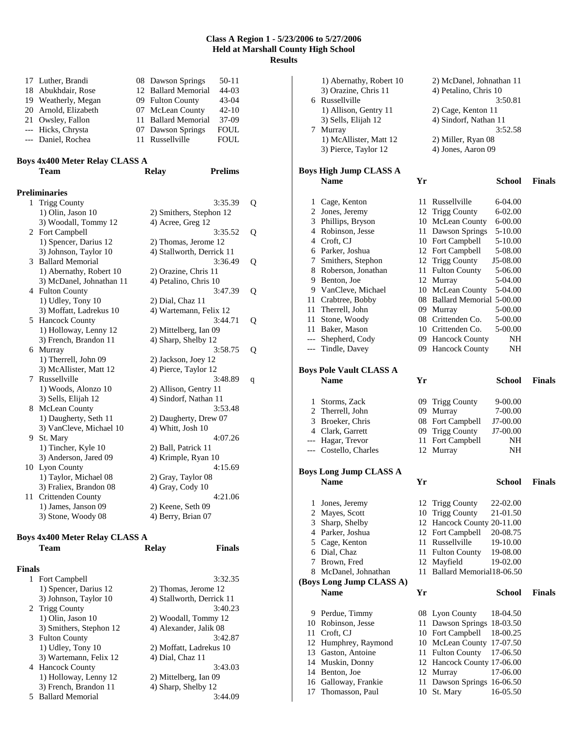**Class A Region 1 - 5/23/2006 to 5/27/2006**
**Held at Marshall County High School**
**Results**

| | Name | Yr | School | Finals |
|---|---|---|---|---|
| 17 | Luther, Brandi | 08 | Dawson Springs | 50-11 |
| 18 | Abukhdair, Rose | 12 | Ballard Memorial | 44-03 |
| 19 | Weatherly, Megan | 09 | Fulton County | 43-04 |
| 20 | Arnold, Elizabeth | 07 | McLean County | 42-10 |
| 21 | Owsley, Fallon | 11 | Ballard Memorial | 37-09 |
| --- | Hicks, Chrysta | 07 | Dawson Springs | FOUL |
| --- | Daniel, Rochea | 11 | Russellville | FOUL |

## Boys 4x400 Meter Relay CLASS A

| | Team | Relay | Prelims | |
|---|---|---|---|---|

**Preliminaries**

1 Trigg County 3:35.39 Q
1) Olin, Jason 10 2) Smithers, Stephon 12
3) Woodall, Tommy 12 4) Acree, Greg 12

2 Fort Campbell 3:35.52 Q
1) Spencer, Darius 12 2) Thomas, Jerome 12
3) Johnson, Taylor 10 4) Stallworth, Derrick 11

3 Ballard Memorial 3:36.49 Q
1) Abernathy, Robert 10 2) Orazine, Chris 11
3) McDanel, Johnathan 11 4) Petalino, Chris 10

4 Fulton County 3:47.39 Q
1) Udley, Tony 10 2) Dial, Chaz 11
3) Moffatt, Ladrekus 10 4) Wartemann, Felix 12

5 Hancock County 3:44.71 Q
1) Holloway, Lenny 12 2) Mittelberg, Ian 09
3) French, Brandon 11 4) Sharp, Shelby 12

6 Murray 3:58.75 Q
1) Therrell, John 09 2) Jackson, Joey 12
3) McAllister, Matt 12 4) Pierce, Taylor 12

7 Russellville 3:48.89 q
1) Woods, Alonzo 10 2) Allison, Gentry 11
3) Sells, Elijah 12 4) Sindorf, Nathan 11

8 McLean County 3:53.48
1) Daugherty, Seth 11 2) Daugherty, Drew 07
3) VanCleve, Michael 10 4) Whitt, Josh 10

9 St. Mary 4:07.26
1) Tincher, Kyle 10 2) Ball, Patrick 11
3) Anderson, Jared 09 4) Krimple, Ryan 10

10 Lyon County 4:15.69
1) Taylor, Michael 08 2) Gray, Taylor 08
3) Fraliex, Brandon 08 4) Gray, Cody 10

11 Crittenden County 4:21.06
1) James, Janson 09 2) Keene, Seth 09
3) Stone, Woody 08 4) Berry, Brian 07

## Boys 4x400 Meter Relay CLASS A

| | Team | Relay | Finals |
|---|---|---|---|

**Finals**

1 Fort Campbell 3:32.35
1) Spencer, Darius 12 2) Thomas, Jerome 12
3) Johnson, Taylor 10 4) Stallworth, Derrick 11

2 Trigg County 3:40.23
1) Olin, Jason 10 2) Woodall, Tommy 12
3) Smithers, Stephon 12 4) Alexander, Jalik 08

3 Fulton County 3:42.87
1) Udley, Tony 10 2) Moffatt, Ladrekus 10
3) Wartemann, Felix 12 4) Dial, Chaz 11

4 Hancock County 3:43.03
1) Holloway, Lenny 12 2) Mittelberg, Ian 09
3) French, Brandon 11 4) Sharp, Shelby 12

5 Ballard Memorial 3:44.09
1) Abernathy, Robert 10 2) McDanel, Johnathan 11
3) Orazine, Chris 11 4) Petalino, Chris 10

6 Russellville 3:50.81
1) Allison, Gentry 11 2) Cage, Kenton 11
3) Sells, Elijah 12 4) Sindorf, Nathan 11

7 Murray 3:52.58
1) McAllister, Matt 12 2) Miller, Ryan 08
3) Pierce, Taylor 12 4) Jones, Aaron 09

## Boys High Jump CLASS A

| | Name | Yr | School | Finals |
|---|---|---|---|---|
| 1 | Cage, Kenton | 11 | Russellville | 6-04.00 |
| 2 | Jones, Jeremy | 12 | Trigg County | 6-02.00 |
| 3 | Phillips, Bryson | 10 | McLean County | 6-00.00 |
| 4 | Robinson, Jesse | 11 | Dawson Springs | 5-10.00 |
| 4 | Croft, CJ | 10 | Fort Campbell | 5-10.00 |
| 6 | Parker, Joshua | 12 | Fort Campbell | 5-08.00 |
| 7 | Smithers, Stephon | 12 | Trigg County | J5-08.00 |
| 8 | Roberson, Jonathan | 11 | Fulton County | 5-06.00 |
| 9 | Benton, Joe | 12 | Murray | 5-04.00 |
| 9 | VanCleve, Michael | 10 | McLean County | 5-04.00 |
| 11 | Crabtree, Bobby | 08 | Ballard Memorial | 5-00.00 |
| 11 | Therrell, John | 09 | Murray | 5-00.00 |
| 11 | Stone, Woody | 08 | Crittenden Co. | 5-00.00 |
| 11 | Baker, Mason | 10 | Crittenden Co. | 5-00.00 |
| --- | Shepherd, Cody | 09 | Hancock County | NH |
| --- | Tindle, Davey | 09 | Hancock County | NH |

## Boys Pole Vault CLASS A

| | Name | Yr | School | Finals |
|---|---|---|---|---|
| 1 | Storms, Zack | 09 | Trigg County | 9-00.00 |
| 2 | Therrell, John | 09 | Murray | 7-00.00 |
| 3 | Broeker, Chris | 08 | Fort Campbell | J7-00.00 |
| 4 | Clark, Garrett | 09 | Trigg County | J7-00.00 |
| --- | Hagar, Trevor | 11 | Fort Campbell | NH |
| --- | Costello, Charles | 12 | Murray | NH |

## Boys Long Jump CLASS A

| | Name | Yr | School | Finals |
|---|---|---|---|---|
| 1 | Jones, Jeremy | 12 | Trigg County | 22-02.00 |
| 2 | Mayes, Scott | 10 | Trigg County | 21-01.50 |
| 3 | Sharp, Shelby | 12 | Hancock County | 20-11.00 |
| 4 | Parker, Joshua | 12 | Fort Campbell | 20-08.75 |
| 5 | Cage, Kenton | 11 | Russellville | 19-10.00 |
| 6 | Dial, Chaz | 11 | Fulton County | 19-08.00 |
| 7 | Brown, Fred | 12 | Mayfield | 19-02.00 |
| 8 | McDanel, Johnathan | 11 | Ballard Memorial | 18-06.50 |
| 9 | Perdue, Timmy | 08 | Lyon County | 18-04.50 |
| 10 | Robinson, Jesse | 11 | Dawson Springs | 18-03.50 |
| 11 | Croft, CJ | 10 | Fort Campbell | 18-00.25 |
| 12 | Humphrey, Raymond | 10 | McLean County | 17-07.50 |
| 13 | Gaston, Antoine | 11 | Fulton County | 17-06.50 |
| 14 | Muskin, Donny | 12 | Hancock County | 17-06.00 |
| 14 | Benton, Joe | 12 | Murray | 17-06.00 |
| 16 | Galloway, Frankie | 11 | Dawson Springs | 16-06.50 |
| 17 | Thomasson, Paul | 10 | St. Mary | 16-05.50 |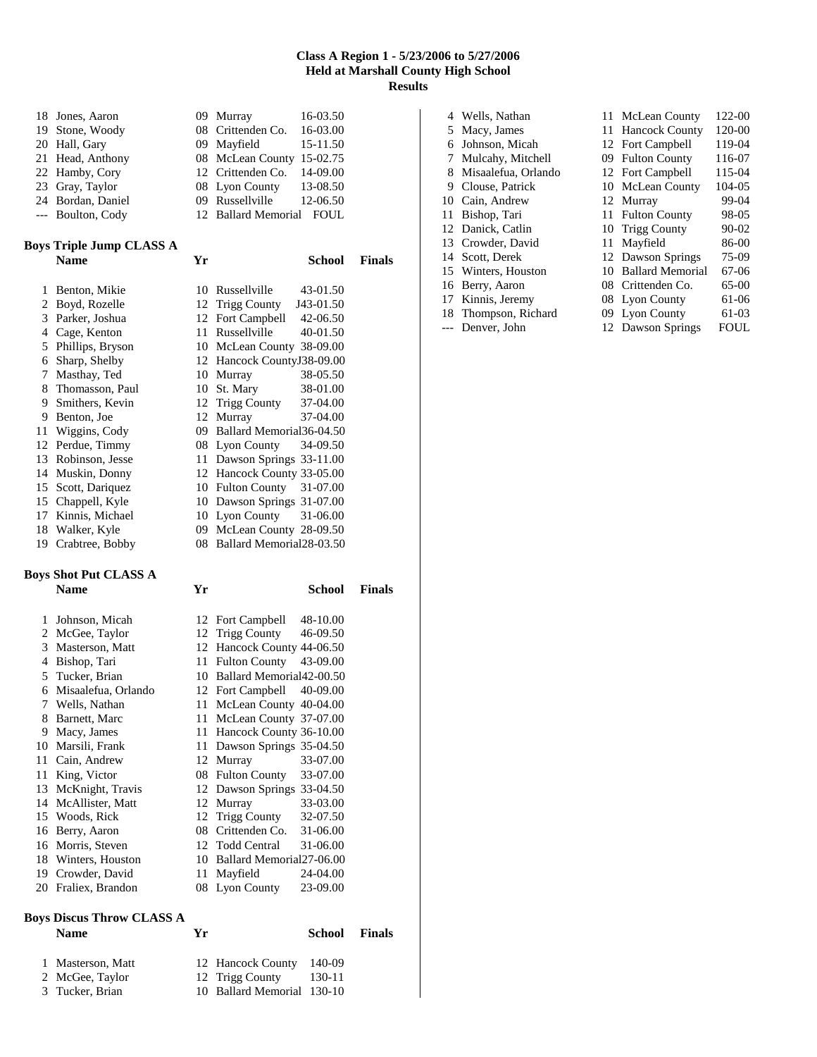**Class A Region 1 - 5/23/2006 to 5/27/2006**
**Held at Marshall County High School**
**Results**

| | | | | |
|---|---|---|---|---|
| 18 | Jones, Aaron | 09 | Murray | 16-03.50 |
| 19 | Stone, Woody | 08 | Crittenden Co. | 16-03.00 |
| 20 | Hall, Gary | 09 | Mayfield | 15-11.50 |
| 21 | Head, Anthony | 08 | McLean County | 15-02.75 |
| 22 | Hamby, Cory | 12 | Crittenden Co. | 14-09.00 |
| 23 | Gray, Taylor | 08 | Lyon County | 13-08.50 |
| 24 | Bordan, Daniel | 09 | Russellville | 12-06.50 |
| --- | Boulton, Cody | 12 | Ballard Memorial | FOUL |

## Boys Triple Jump CLASS A

| | Name | Yr | School | Finals |
|---|---|---|---|---|
| 1 | Benton, Mikie | 10 | Russellville | 43-01.50 |
| 2 | Boyd, Rozelle | 12 | Trigg County | J43-01.50 |
| 3 | Parker, Joshua | 12 | Fort Campbell | 42-06.50 |
| 4 | Cage, Kenton | 11 | Russellville | 40-01.50 |
| 5 | Phillips, Bryson | 10 | McLean County | 38-09.00 |
| 6 | Sharp, Shelby | 12 | Hancock County | J38-09.00 |
| 7 | Masthay, Ted | 10 | Murray | 38-05.50 |
| 8 | Thomasson, Paul | 10 | St. Mary | 38-01.00 |
| 9 | Smithers, Kevin | 12 | Trigg County | 37-04.00 |
| 9 | Benton, Joe | 12 | Murray | 37-04.00 |
| 11 | Wiggins, Cody | 09 | Ballard Memorial | 36-04.50 |
| 12 | Perdue, Timmy | 08 | Lyon County | 34-09.50 |
| 13 | Robinson, Jesse | 11 | Dawson Springs | 33-11.00 |
| 14 | Muskin, Donny | 12 | Hancock County | 33-05.00 |
| 15 | Scott, Dariquez | 10 | Fulton County | 31-07.00 |
| 15 | Chappell, Kyle | 10 | Dawson Springs | 31-07.00 |
| 17 | Kinnis, Michael | 10 | Lyon County | 31-06.00 |
| 18 | Walker, Kyle | 09 | McLean County | 28-09.50 |
| 19 | Crabtree, Bobby | 08 | Ballard Memorial | 28-03.50 |

## Boys Shot Put CLASS A

| | Name | Yr | School | Finals |
|---|---|---|---|---|
| 1 | Johnson, Micah | 12 | Fort Campbell | 48-10.00 |
| 2 | McGee, Taylor | 12 | Trigg County | 46-09.50 |
| 3 | Masterson, Matt | 12 | Hancock County | 44-06.50 |
| 4 | Bishop, Tari | 11 | Fulton County | 43-09.00 |
| 5 | Tucker, Brian | 10 | Ballard Memorial | 42-00.50 |
| 6 | Misaalefua, Orlando | 12 | Fort Campbell | 40-09.00 |
| 7 | Wells, Nathan | 11 | McLean County | 40-04.00 |
| 8 | Barnett, Marc | 11 | McLean County | 37-07.00 |
| 9 | Macy, James | 11 | Hancock County | 36-10.00 |
| 10 | Marsili, Frank | 11 | Dawson Springs | 35-04.50 |
| 11 | Cain, Andrew | 12 | Murray | 33-07.00 |
| 11 | King, Victor | 08 | Fulton County | 33-07.00 |
| 13 | McKnight, Travis | 12 | Dawson Springs | 33-04.50 |
| 14 | McAllister, Matt | 12 | Murray | 33-03.00 |
| 15 | Woods, Rick | 12 | Trigg County | 32-07.50 |
| 16 | Berry, Aaron | 08 | Crittenden Co. | 31-06.00 |
| 16 | Morris, Steven | 12 | Todd Central | 31-06.00 |
| 18 | Winters, Houston | 10 | Ballard Memorial | 27-06.00 |
| 19 | Crowder, David | 11 | Mayfield | 24-04.00 |
| 20 | Fraliex, Brandon | 08 | Lyon County | 23-09.00 |

## Boys Discus Throw CLASS A

| | Name | Yr | School | Finals |
|---|---|---|---|---|
| 1 | Masterson, Matt | 12 | Hancock County | 140-09 |
| 2 | McGee, Taylor | 12 | Trigg County | 130-11 |
| 3 | Tucker, Brian | 10 | Ballard Memorial | 130-10 |
| 4 | Wells, Nathan | 11 | McLean County | 122-00 |
| 5 | Macy, James | 11 | Hancock County | 120-00 |
| 6 | Johnson, Micah | 12 | Fort Campbell | 119-04 |
| 7 | Mulcahy, Mitchell | 09 | Fulton County | 116-07 |
| 8 | Misaalefua, Orlando | 12 | Fort Campbell | 115-04 |
| 9 | Clouse, Patrick | 10 | McLean County | 104-05 |
| 10 | Cain, Andrew | 12 | Murray | 99-04 |
| 11 | Bishop, Tari | 11 | Fulton County | 98-05 |
| 12 | Danick, Catlin | 10 | Trigg County | 90-02 |
| 13 | Crowder, David | 11 | Mayfield | 86-00 |
| 14 | Scott, Derek | 12 | Dawson Springs | 75-09 |
| 15 | Winters, Houston | 10 | Ballard Memorial | 67-06 |
| 16 | Berry, Aaron | 08 | Crittenden Co. | 65-00 |
| 17 | Kinnis, Jeremy | 08 | Lyon County | 61-06 |
| 18 | Thompson, Richard | 09 | Lyon County | 61-03 |
| --- | Denver, John | 12 | Dawson Springs | FOUL |